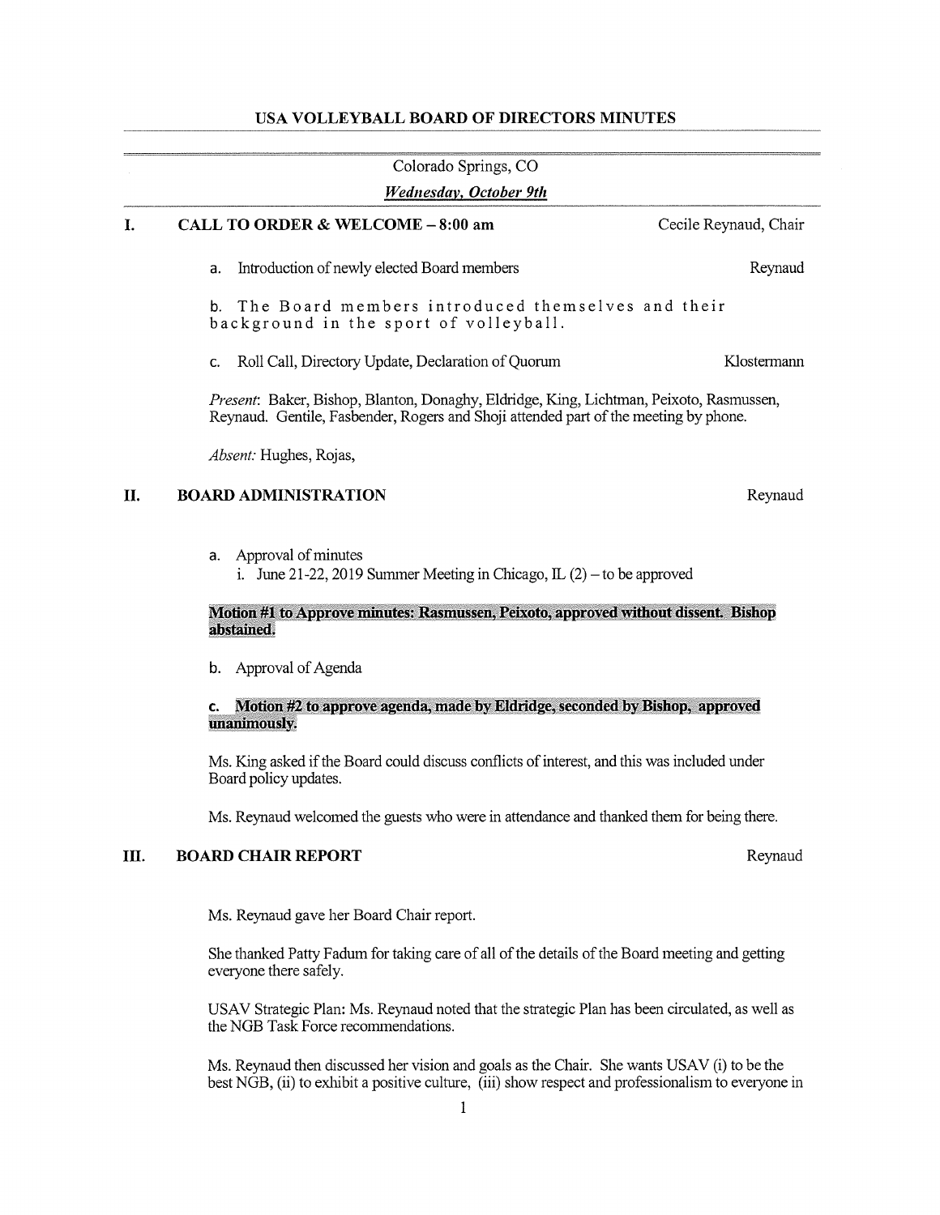# USA VOLLEYBALL BOARD OF DIRECTORS MINUTES

Colorado Springs, CO

***Wednesday, October 9th***

## I. CALL TO ORDER & WELCOME – 8:00 am — Cecile Reynaud, Chair

a. Introduction of newly elected Board members — Reynaud

b. The Board members introduced themselves and their background in the sport of volleyball.

c. Roll Call, Directory Update, Declaration of Quorum — Klostermann

*Present*: Baker, Bishop, Blanton, Donaghy, Eldridge, King, Lichtman, Peixoto, Rasmussen, Reynaud. Gentile, Fasbender, Rogers and Shoji attended part of the meeting by phone.

*Absent:* Hughes, Rojas,

## II. BOARD ADMINISTRATION — Reynaud

a. Approval of minutes
   i. June 21-22, 2019 Summer Meeting in Chicago, IL (2) – to be approved

**Motion #1 to Approve minutes: Rasmussen, Peixoto, approved without dissent. Bishop abstained.**

b. Approval of Agenda

c. **Motion #2 to approve agenda, made by Eldridge, seconded by Bishop, approved unanimously.**

Ms. King asked if the Board could discuss conflicts of interest, and this was included under Board policy updates.

Ms. Reynaud welcomed the guests who were in attendance and thanked them for being there.

## III. BOARD CHAIR REPORT — Reynaud

Ms. Reynaud gave her Board Chair report.

She thanked Patty Fadum for taking care of all of the details of the Board meeting and getting everyone there safely.

USAV Strategic Plan: Ms. Reynaud noted that the strategic Plan has been circulated, as well as the NGB Task Force recommendations.

Ms. Reynaud then discussed her vision and goals as the Chair. She wants USAV (i) to be the best NGB, (ii) to exhibit a positive culture, (iii) show respect and professionalism to everyone in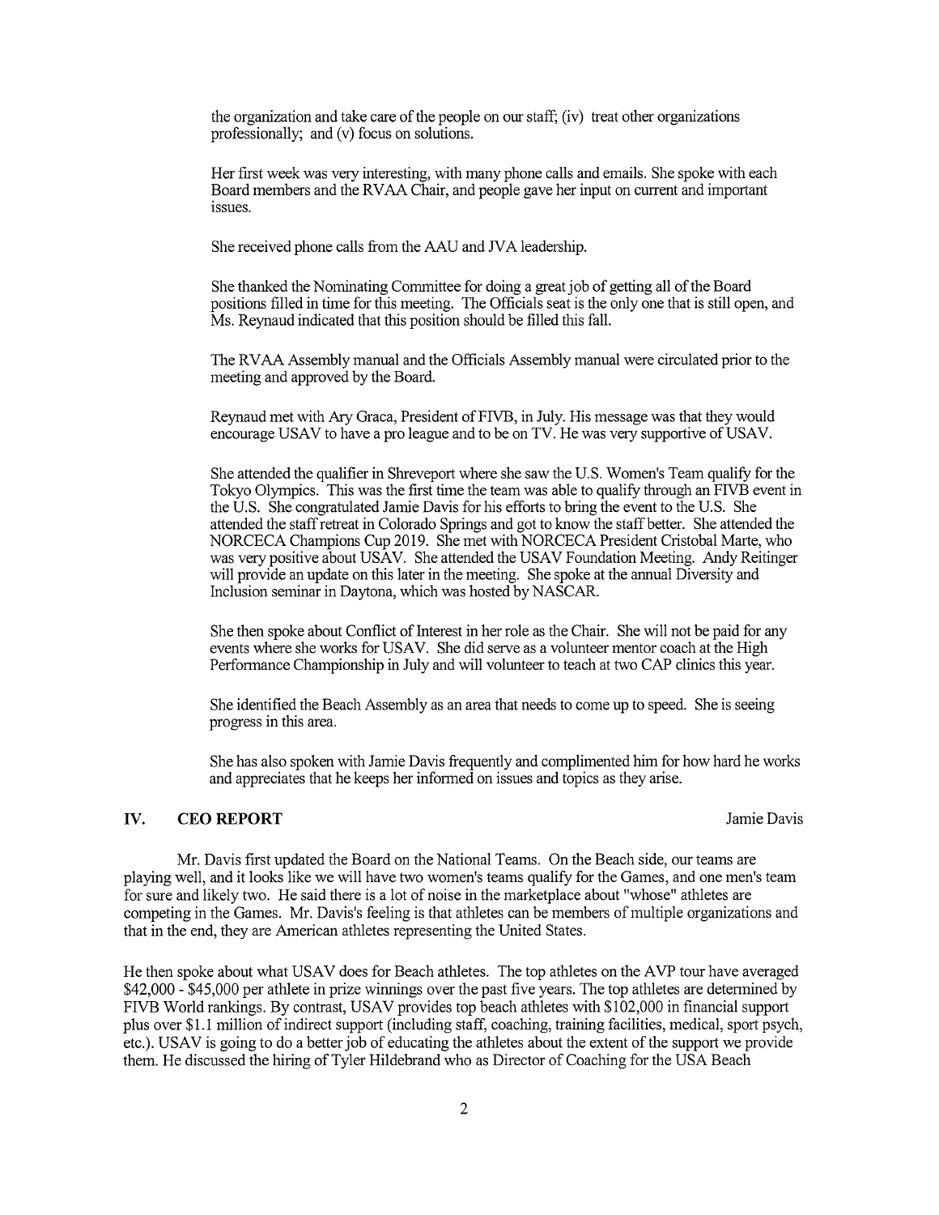the organization and take care of the people on our staff; (iv) treat other organizations professionally; and (v) focus on solutions.

Her first week was very interesting, with many phone calls and emails. She spoke with each Board members and the RVAA Chair, and people gave her input on current and important issues.

She received phone calls from the AAU and JVA leadership.

She thanked the Nominating Committee for doing a great job of getting all of the Board positions filled in time for this meeting. The Officials seat is the only one that is still open, and Ms. Reynaud indicated that this position should be filled this fall.

The RVAA Assembly manual and the Officials Assembly manual were circulated prior to the meeting and approved by the Board.

Reynaud met with Ary Graca, President of FIVB, in July. His message was that they would encourage USAV to have a pro league and to be on TV. He was very supportive of USAV.

She attended the qualifier in Shreveport where she saw the U.S. Women's Team qualify for the Tokyo Olympics. This was the first time the team was able to qualify through an FIVB event in the U.S. She congratulated Jamie Davis for his efforts to bring the event to the U.S. She attended the staff retreat in Colorado Springs and got to know the staff better. She attended the NORCECA Champions Cup 2019. She met with NORCECA President Cristobal Marte, who was very positive about USAV. She attended the USAV Foundation Meeting. Andy Reitinger will provide an update on this later in the meeting. She spoke at the annual Diversity and Inclusion seminar in Daytona, which was hosted by NASCAR.

She then spoke about Conflict of Interest in her role as the Chair. She will not be paid for any events where she works for USAV. She did serve as a volunteer mentor coach at the High Performance Championship in July and will volunteer to teach at two CAP clinics this year.

She identified the Beach Assembly as an area that needs to come up to speed. She is seeing progress in this area.

She has also spoken with Jamie Davis frequently and complimented him for how hard he works and appreciates that he keeps her informed on issues and topics as they arise.

## IV. CEO REPORT — Jamie Davis

Mr. Davis first updated the Board on the National Teams. On the Beach side, our teams are playing well, and it looks like we will have two women's teams qualify for the Games, and one men's team for sure and likely two. He said there is a lot of noise in the marketplace about "whose" athletes are competing in the Games. Mr. Davis's feeling is that athletes can be members of multiple organizations and that in the end, they are American athletes representing the United States.

He then spoke about what USAV does for Beach athletes. The top athletes on the AVP tour have averaged $42,000 - $45,000 per athlete in prize winnings over the past five years. The top athletes are determined by FIVB World rankings. By contrast, USAV provides top beach athletes with $102,000 in financial support plus over $1.1 million of indirect support (including staff, coaching, training facilities, medical, sport psych, etc.). USAV is going to do a better job of educating the athletes about the extent of the support we provide them. He discussed the hiring of Tyler Hildebrand who as Director of Coaching for the USA Beach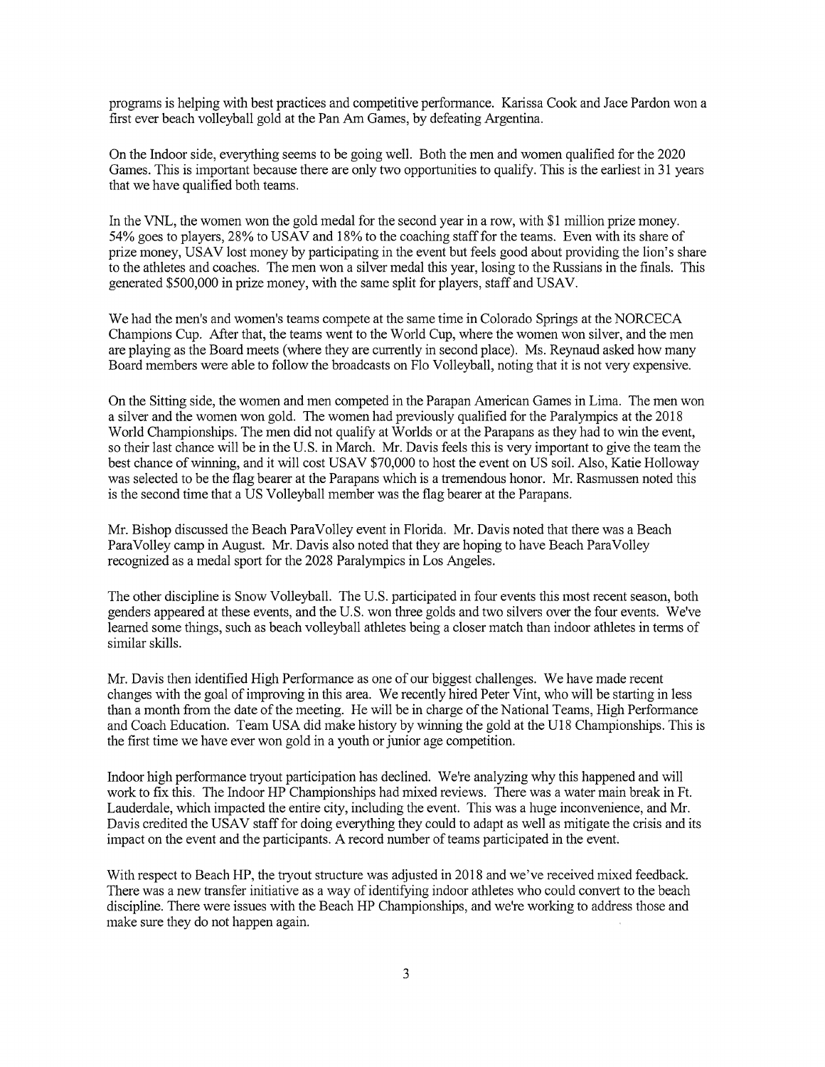programs is helping with best practices and competitive performance. Karissa Cook and Jace Pardon won a first ever beach volleyball gold at the Pan Am Games, by defeating Argentina.

On the Indoor side, everything seems to be going well. Both the men and women qualified for the 2020 Games. This is important because there are only two opportunities to qualify. This is the earliest in 31 years that we have qualified both teams.

In the VNL, the women won the gold medal for the second year in a row, with $1 million prize money. 54% goes to players, 28% to USAV and 18% to the coaching staff for the teams. Even with its share of prize money, USAV lost money by participating in the event but feels good about providing the lion's share to the athletes and coaches. The men won a silver medal this year, losing to the Russians in the finals. This generated $500,000 in prize money, with the same split for players, staff and USAV.

We had the men's and women's teams compete at the same time in Colorado Springs at the NORCECA Champions Cup. After that, the teams went to the World Cup, where the women won silver, and the men are playing as the Board meets (where they are currently in second place). Ms. Reynaud asked how many Board members were able to follow the broadcasts on Flo Volleyball, noting that it is not very expensive.

On the Sitting side, the women and men competed in the Parapan American Games in Lima. The men won a silver and the women won gold. The women had previously qualified for the Paralympics at the 2018 World Championships. The men did not qualify at Worlds or at the Parapans as they had to win the event, so their last chance will be in the U.S. in March. Mr. Davis feels this is very important to give the team the best chance of winning, and it will cost USAV $70,000 to host the event on US soil. Also, Katie Holloway was selected to be the flag bearer at the Parapans which is a tremendous honor. Mr. Rasmussen noted this is the second time that a US Volleyball member was the flag bearer at the Parapans.

Mr. Bishop discussed the Beach ParaVolley event in Florida. Mr. Davis noted that there was a Beach ParaVolley camp in August. Mr. Davis also noted that they are hoping to have Beach ParaVolley recognized as a medal sport for the 2028 Paralympics in Los Angeles.

The other discipline is Snow Volleyball. The U.S. participated in four events this most recent season, both genders appeared at these events, and the U.S. won three golds and two silvers over the four events. We've learned some things, such as beach volleyball athletes being a closer match than indoor athletes in terms of similar skills.

Mr. Davis then identified High Performance as one of our biggest challenges. We have made recent changes with the goal of improving in this area. We recently hired Peter Vint, who will be starting in less than a month from the date of the meeting. He will be in charge of the National Teams, High Performance and Coach Education. Team USA did make history by winning the gold at the U18 Championships. This is the first time we have ever won gold in a youth or junior age competition.

Indoor high performance tryout participation has declined. We're analyzing why this happened and will work to fix this. The Indoor HP Championships had mixed reviews. There was a water main break in Ft. Lauderdale, which impacted the entire city, including the event. This was a huge inconvenience, and Mr. Davis credited the USAV staff for doing everything they could to adapt as well as mitigate the crisis and its impact on the event and the participants. A record number of teams participated in the event.

With respect to Beach HP, the tryout structure was adjusted in 2018 and we've received mixed feedback. There was a new transfer initiative as a way of identifying indoor athletes who could convert to the beach discipline. There were issues with the Beach HP Championships, and we're working to address those and make sure they do not happen again.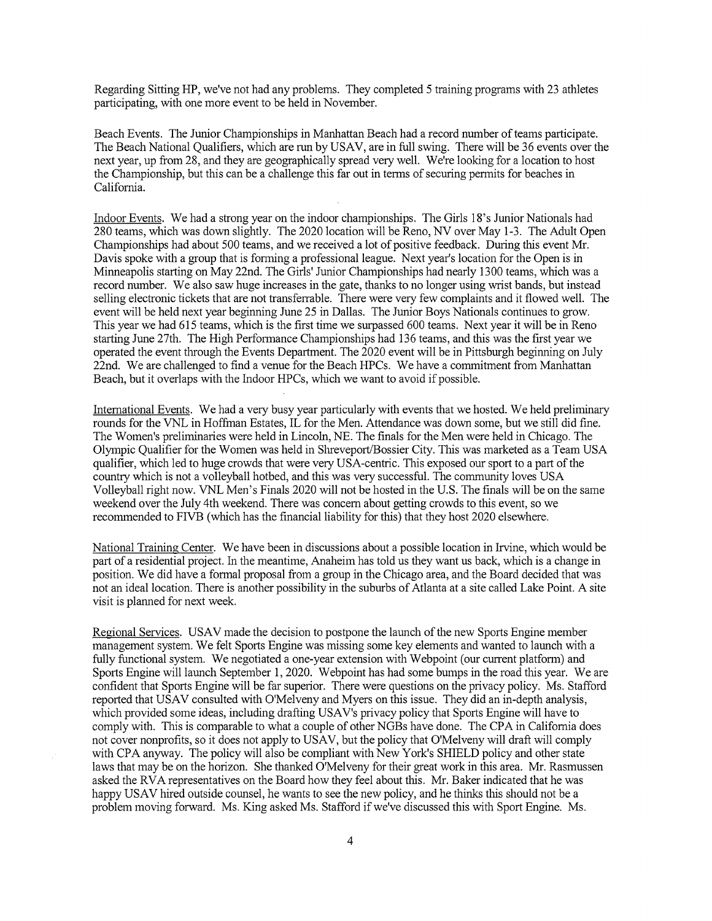Regarding Sitting HP, we've not had any problems. They completed 5 training programs with 23 athletes participating, with one more event to be held in November.

Beach Events. The Junior Championships in Manhattan Beach had a record number of teams participate. The Beach National Qualifiers, which are run by USAV, are in full swing. There will be 36 events over the next year, up from 28, and they are geographically spread very well. We're looking for a location to host the Championship, but this can be a challenge this far out in terms of securing permits for beaches in California.

Indoor Events. We had a strong year on the indoor championships. The Girls 18's Junior Nationals had 280 teams, which was down slightly. The 2020 location will be Reno, NV over May 1-3. The Adult Open Championships had about 500 teams, and we received a lot of positive feedback. During this event Mr. Davis spoke with a group that is forming a professional league. Next year's location for the Open is in Minneapolis starting on May 22nd. The Girls' Junior Championships had nearly 1300 teams, which was a record number. We also saw huge increases in the gate, thanks to no longer using wrist bands, but instead selling electronic tickets that are not transferrable. There were very few complaints and it flowed well. The event will be held next year beginning June 25 in Dallas. The Junior Boys Nationals continues to grow. This year we had 615 teams, which is the first time we surpassed 600 teams. Next year it will be in Reno starting June 27th. The High Performance Championships had 136 teams, and this was the first year we operated the event through the Events Department. The 2020 event will be in Pittsburgh beginning on July 22nd. We are challenged to find a venue for the Beach HPCs. We have a commitment from Manhattan Beach, but it overlaps with the Indoor HPCs, which we want to avoid if possible.

International Events. We had a very busy year particularly with events that we hosted. We held preliminary rounds for the VNL in Hoffman Estates, IL for the Men. Attendance was down some, but we still did fine. The Women's preliminaries were held in Lincoln, NE. The finals for the Men were held in Chicago. The Olympic Qualifier for the Women was held in Shreveport/Bossier City. This was marketed as a Team USA qualifier, which led to huge crowds that were very USA-centric. This exposed our sport to a part of the country which is not a volleyball hotbed, and this was very successful. The community loves USA Volleyball right now. VNL Men's Finals 2020 will not be hosted in the U.S. The finals will be on the same weekend over the July 4th weekend. There was concern about getting crowds to this event, so we recommended to FIVB (which has the financial liability for this) that they host 2020 elsewhere.

National Training Center. We have been in discussions about a possible location in Irvine, which would be part of a residential project. In the meantime, Anaheim has told us they want us back, which is a change in position. We did have a formal proposal from a group in the Chicago area, and the Board decided that was not an ideal location. There is another possibility in the suburbs of Atlanta at a site called Lake Point. A site visit is planned for next week.

Regional Services. USAV made the decision to postpone the launch of the new Sports Engine member management system. We felt Sports Engine was missing some key elements and wanted to launch with a fully functional system. We negotiated a one-year extension with Webpoint (our current platform) and Sports Engine will launch September 1, 2020. Webpoint has had some bumps in the road this year. We are confident that Sports Engine will be far superior. There were questions on the privacy policy. Ms. Stafford reported that USAV consulted with O'Melveny and Myers on this issue. They did an in-depth analysis, which provided some ideas, including drafting USAV's privacy policy that Sports Engine will have to comply with. This is comparable to what a couple of other NGBs have done. The CPA in California does not cover nonprofits, so it does not apply to USAV, but the policy that O'Melveny will draft will comply with CPA anyway. The policy will also be compliant with New York's SHIELD policy and other state laws that may be on the horizon. She thanked O'Melveny for their great work in this area. Mr. Rasmussen asked the RVA representatives on the Board how they feel about this. Mr. Baker indicated that he was happy USAV hired outside counsel, he wants to see the new policy, and he thinks this should not be a problem moving forward. Ms. King asked Ms. Stafford if we've discussed this with Sport Engine. Ms.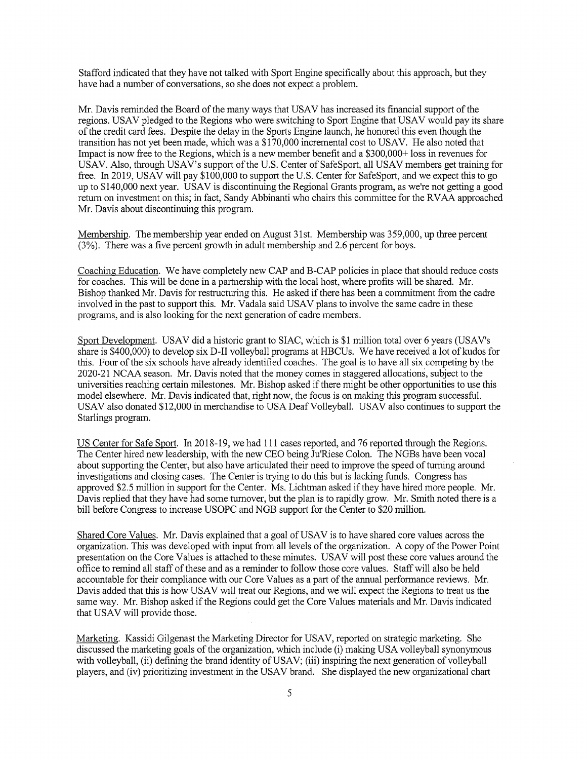Stafford indicated that they have not talked with Sport Engine specifically about this approach, but they have had a number of conversations, so she does not expect a problem.

Mr. Davis reminded the Board of the many ways that USAV has increased its financial support of the regions. USAV pledged to the Regions who were switching to Sport Engine that USAV would pay its share of the credit card fees. Despite the delay in the Sports Engine launch, he honored this even though the transition has not yet been made, which was a $170,000 incremental cost to USAV. He also noted that Impact is now free to the Regions, which is a new member benefit and a $300,000+ loss in revenues for USAV. Also, through USAV's support of the U.S. Center of SafeSport, all USAV members get training for free. In 2019, USAV will pay $100,000 to support the U.S. Center for SafeSport, and we expect this to go up to $140,000 next year. USAV is discontinuing the Regional Grants program, as we're not getting a good return on investment on this; in fact, Sandy Abbinanti who chairs this committee for the RVAA approached Mr. Davis about discontinuing this program.

Membership. The membership year ended on August 31st. Membership was 359,000, up three percent (3%). There was a five percent growth in adult membership and 2.6 percent for boys.

Coaching Education. We have completely new CAP and B-CAP policies in place that should reduce costs for coaches. This will be done in a partnership with the local host, where profits will be shared. Mr. Bishop thanked Mr. Davis for restructuring this. He asked if there has been a commitment from the cadre involved in the past to support this. Mr. Vadala said USAV plans to involve the same cadre in these programs, and is also looking for the next generation of cadre members.

Sport Development. USAV did a historic grant to SIAC, which is $1 million total over 6 years (USAV's share is $400,000) to develop six D-II volleyball programs at HBCUs. We have received a lot of kudos for this. Four of the six schools have already identified coaches. The goal is to have all six competing by the 2020-21 NCAA season. Mr. Davis noted that the money comes in staggered allocations, subject to the universities reaching certain milestones. Mr. Bishop asked if there might be other opportunities to use this model elsewhere. Mr. Davis indicated that, right now, the focus is on making this program successful. USAV also donated $12,000 in merchandise to USA Deaf Volleyball. USAV also continues to support the Starlings program.

US Center for Safe Sport. In 2018-19, we had 111 cases reported, and 76 reported through the Regions. The Center hired new leadership, with the new CEO being Ju'Riese Colon. The NGBs have been vocal about supporting the Center, but also have articulated their need to improve the speed of turning around investigations and closing cases. The Center is trying to do this but is lacking funds. Congress has approved $2.5 million in support for the Center. Ms. Lichtman asked if they have hired more people. Mr. Davis replied that they have had some turnover, but the plan is to rapidly grow. Mr. Smith noted there is a bill before Congress to increase USOPC and NGB support for the Center to $20 million.

Shared Core Values. Mr. Davis explained that a goal of USAV is to have shared core values across the organization. This was developed with input from all levels of the organization. A copy of the Power Point presentation on the Core Values is attached to these minutes. USAV will post these core values around the office to remind all staff of these and as a reminder to follow those core values. Staff will also be held accountable for their compliance with our Core Values as a part of the annual performance reviews. Mr. Davis added that this is how USAV will treat our Regions, and we will expect the Regions to treat us the same way. Mr. Bishop asked if the Regions could get the Core Values materials and Mr. Davis indicated that USAV will provide those.

Marketing. Kassidi Gilgenast the Marketing Director for USAV, reported on strategic marketing. She discussed the marketing goals of the organization, which include (i) making USA volleyball synonymous with volleyball, (ii) defining the brand identity of USAV; (iii) inspiring the next generation of volleyball players, and (iv) prioritizing investment in the USAV brand. She displayed the new organizational chart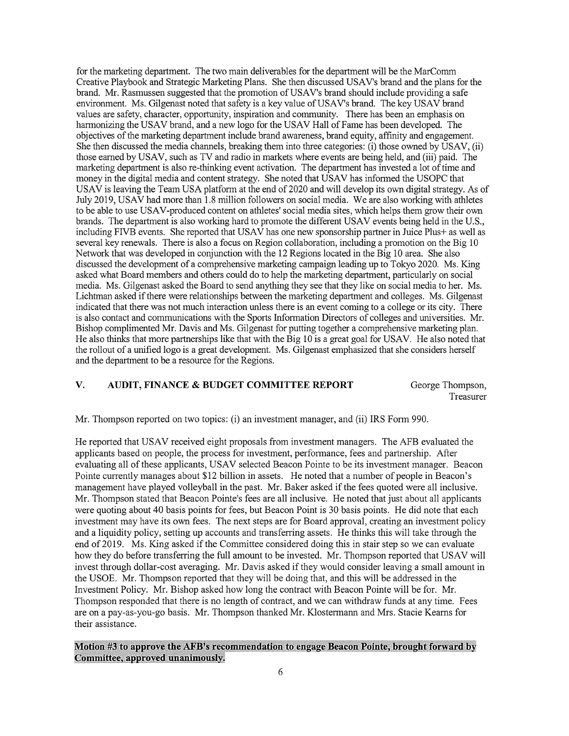for the marketing department. The two main deliverables for the department will be the MarComm Creative Playbook and Strategic Marketing Plans. She then discussed USAV's brand and the plans for the brand. Mr. Rasmussen suggested that the promotion of USAV's brand should include providing a safe environment. Ms. Gilgenast noted that safety is a key value of USAV's brand. The key USAV brand values are safety, character, opportunity, inspiration and community. There has been an emphasis on harmonizing the USAV brand, and a new logo for the USAV Hall of Fame has been developed. The objectives of the marketing department include brand awareness, brand equity, affinity and engagement. She then discussed the media channels, breaking them into three categories: (i) those owned by USAV, (ii) those earned by USAV, such as TV and radio in markets where events are being held, and (iii) paid. The marketing department is also re-thinking event activation. The department has invested a lot of time and money in the digital media and content strategy. She noted that USAV has informed the USOPC that USAV is leaving the Team USA platform at the end of 2020 and will develop its own digital strategy. As of July 2019, USAV had more than 1.8 million followers on social media. We are also working with athletes to be able to use USAV-produced content on athletes' social media sites, which helps them grow their own brands. The department is also working hard to promote the different USAV events being held in the U.S., including FIVB events. She reported that USAV has one new sponsorship partner in Juice Plus+ as well as several key renewals. There is also a focus on Region collaboration, including a promotion on the Big 10 Network that was developed in conjunction with the 12 Regions located in the Big 10 area. She also discussed the development of a comprehensive marketing campaign leading up to Tokyo 2020. Ms. King asked what Board members and others could do to help the marketing department, particularly on social media. Ms. Gilgenast asked the Board to send anything they see that they like on social media to her. Ms. Lichtman asked if there were relationships between the marketing department and colleges. Ms. Gilgenast indicated that there was not much interaction unless there is an event coming to a college or its city. There is also contact and communications with the Sports Information Directors of colleges and universities. Mr. Bishop complimented Mr. Davis and Ms. Gilgenast for putting together a comprehensive marketing plan. He also thinks that more partnerships like that with the Big 10 is a great goal for USAV. He also noted that the rollout of a unified logo is a great development. Ms. Gilgenast emphasized that she considers herself and the department to be a resource for the Regions.

## V. AUDIT, FINANCE & BUDGET COMMITTEE REPORT — George Thompson, Treasurer

Mr. Thompson reported on two topics: (i) an investment manager, and (ii) IRS Form 990.

He reported that USAV received eight proposals from investment managers. The AFB evaluated the applicants based on people, the process for investment, performance, fees and partnership. After evaluating all of these applicants, USAV selected Beacon Pointe to be its investment manager. Beacon Pointe currently manages about $12 billion in assets. He noted that a number of people in Beacon's management have played volleyball in the past. Mr. Baker asked if the fees quoted were all inclusive. Mr. Thompson stated that Beacon Pointe's fees are all inclusive. He noted that just about all applicants were quoting about 40 basis points for fees, but Beacon Point is 30 basis points. He did note that each investment may have its own fees. The next steps are for Board approval, creating an investment policy and a liquidity policy, setting up accounts and transferring assets. He thinks this will take through the end of 2019. Ms. King asked if the Committee considered doing this in stair step so we can evaluate how they do before transferring the full amount to be invested. Mr. Thompson reported that USAV will invest through dollar-cost averaging. Mr. Davis asked if they would consider leaving a small amount in the USOE. Mr. Thompson reported that they will be doing that, and this will be addressed in the Investment Policy. Mr. Bishop asked how long the contract with Beacon Pointe will be for. Mr. Thompson responded that there is no length of contract, and we can withdraw funds at any time. Fees are on a pay-as-you-go basis. Mr. Thompson thanked Mr. Klostermann and Mrs. Stacie Kearns for their assistance.

**Motion #3 to approve the AFB's recommendation to engage Beacon Pointe, brought forward by Committee, approved unanimously.**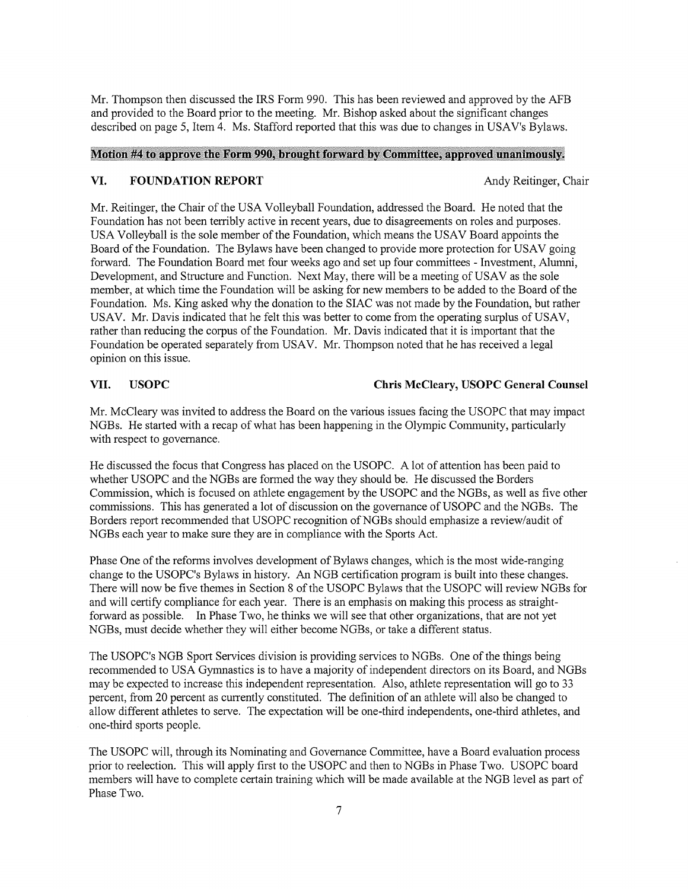Mr. Thompson then discussed the IRS Form 990. This has been reviewed and approved by the AFB and provided to the Board prior to the meeting. Mr. Bishop asked about the significant changes described on page 5, Item 4. Ms. Stafford reported that this was due to changes in USAV's Bylaws.

**Motion #4 to approve the Form 990, brought forward by Committee, approved unanimously.**

## VI. FOUNDATION REPORT — Andy Reitinger, Chair

Mr. Reitinger, the Chair of the USA Volleyball Foundation, addressed the Board. He noted that the Foundation has not been terribly active in recent years, due to disagreements on roles and purposes. USA Volleyball is the sole member of the Foundation, which means the USAV Board appoints the Board of the Foundation. The Bylaws have been changed to provide more protection for USAV going forward. The Foundation Board met four weeks ago and set up four committees - Investment, Alumni, Development, and Structure and Function. Next May, there will be a meeting of USAV as the sole member, at which time the Foundation will be asking for new members to be added to the Board of the Foundation. Ms. King asked why the donation to the SIAC was not made by the Foundation, but rather USAV. Mr. Davis indicated that he felt this was better to come from the operating surplus of USAV, rather than reducing the corpus of the Foundation. Mr. Davis indicated that it is important that the Foundation be operated separately from USAV. Mr. Thompson noted that he has received a legal opinion on this issue.

## VII. USOPC — Chris McCleary, USOPC General Counsel

Mr. McCleary was invited to address the Board on the various issues facing the USOPC that may impact NGBs. He started with a recap of what has been happening in the Olympic Community, particularly with respect to governance.

He discussed the focus that Congress has placed on the USOPC. A lot of attention has been paid to whether USOPC and the NGBs are formed the way they should be. He discussed the Borders Commission, which is focused on athlete engagement by the USOPC and the NGBs, as well as five other commissions. This has generated a lot of discussion on the governance of USOPC and the NGBs. The Borders report recommended that USOPC recognition of NGBs should emphasize a review/audit of NGBs each year to make sure they are in compliance with the Sports Act.

Phase One of the reforms involves development of Bylaws changes, which is the most wide-ranging change to the USOPC's Bylaws in history. An NGB certification program is built into these changes. There will now be five themes in Section 8 of the USOPC Bylaws that the USOPC will review NGBs for and will certify compliance for each year. There is an emphasis on making this process as straight-forward as possible. In Phase Two, he thinks we will see that other organizations, that are not yet NGBs, must decide whether they will either become NGBs, or take a different status.

The USOPC's NGB Sport Services division is providing services to NGBs. One of the things being recommended to USA Gymnastics is to have a majority of independent directors on its Board, and NGBs may be expected to increase this independent representation. Also, athlete representation will go to 33 percent, from 20 percent as currently constituted. The definition of an athlete will also be changed to allow different athletes to serve. The expectation will be one-third independents, one-third athletes, and one-third sports people.

The USOPC will, through its Nominating and Governance Committee, have a Board evaluation process prior to reelection. This will apply first to the USOPC and then to NGBs in Phase Two. USOPC board members will have to complete certain training which will be made available at the NGB level as part of Phase Two.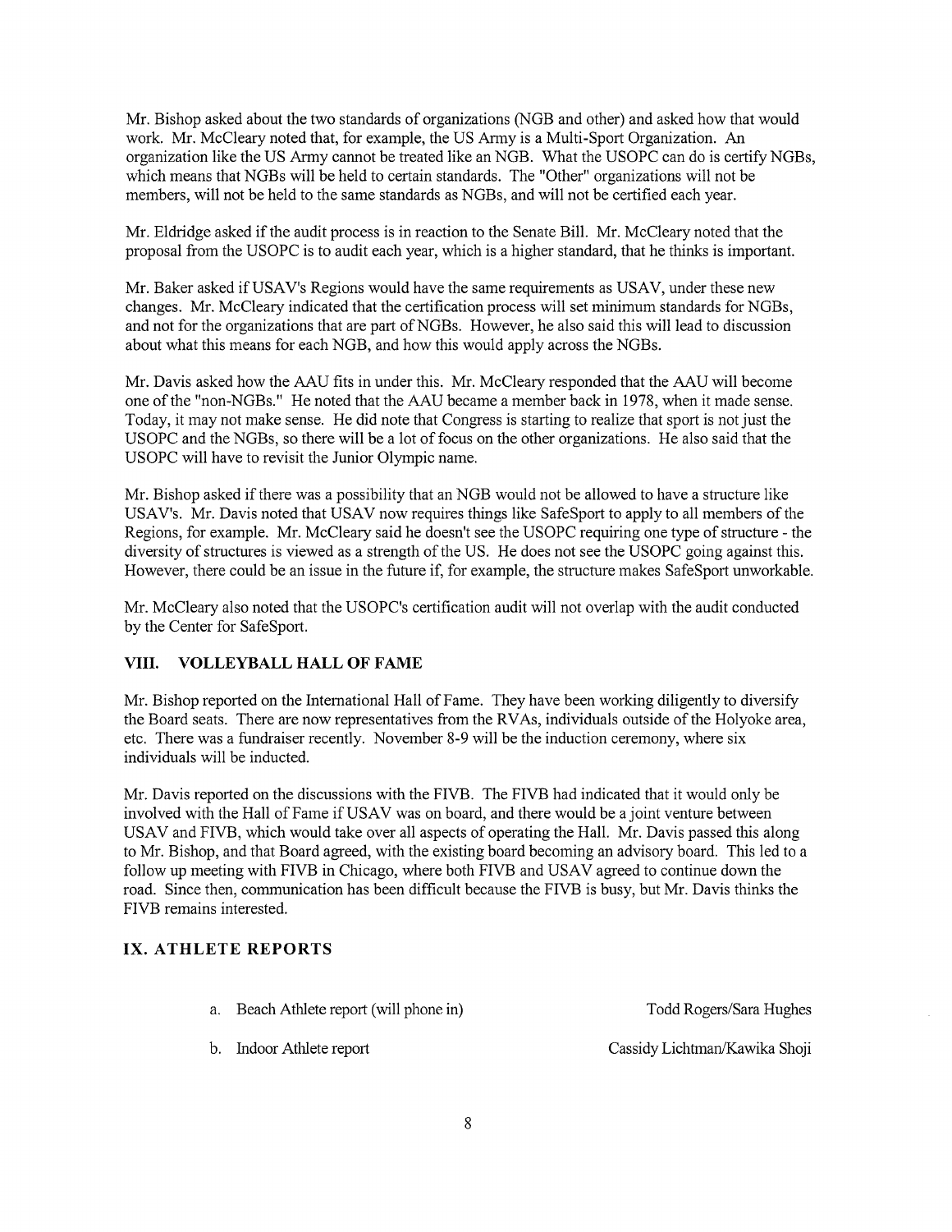Mr. Bishop asked about the two standards of organizations (NGB and other) and asked how that would work. Mr. McCleary noted that, for example, the US Army is a Multi-Sport Organization. An organization like the US Army cannot be treated like an NGB. What the USOPC can do is certify NGBs, which means that NGBs will be held to certain standards. The "Other" organizations will not be members, will not be held to the same standards as NGBs, and will not be certified each year.

Mr. Eldridge asked if the audit process is in reaction to the Senate Bill. Mr. McCleary noted that the proposal from the USOPC is to audit each year, which is a higher standard, that he thinks is important.

Mr. Baker asked if USAV's Regions would have the same requirements as USAV, under these new changes. Mr. McCleary indicated that the certification process will set minimum standards for NGBs, and not for the organizations that are part of NGBs. However, he also said this will lead to discussion about what this means for each NGB, and how this would apply across the NGBs.

Mr. Davis asked how the AAU fits in under this. Mr. McCleary responded that the AAU will become one of the "non-NGBs." He noted that the AAU became a member back in 1978, when it made sense. Today, it may not make sense. He did note that Congress is starting to realize that sport is not just the USOPC and the NGBs, so there will be a lot of focus on the other organizations. He also said that the USOPC will have to revisit the Junior Olympic name.

Mr. Bishop asked if there was a possibility that an NGB would not be allowed to have a structure like USAV's. Mr. Davis noted that USAV now requires things like SafeSport to apply to all members of the Regions, for example. Mr. McCleary said he doesn't see the USOPC requiring one type of structure - the diversity of structures is viewed as a strength of the US. He does not see the USOPC going against this. However, there could be an issue in the future if, for example, the structure makes SafeSport unworkable.

Mr. McCleary also noted that the USOPC's certification audit will not overlap with the audit conducted by the Center for SafeSport.

## VIII. VOLLEYBALL HALL OF FAME

Mr. Bishop reported on the International Hall of Fame. They have been working diligently to diversify the Board seats. There are now representatives from the RVAs, individuals outside of the Holyoke area, etc. There was a fundraiser recently. November 8-9 will be the induction ceremony, where six individuals will be inducted.

Mr. Davis reported on the discussions with the FIVB. The FIVB had indicated that it would only be involved with the Hall of Fame if USAV was on board, and there would be a joint venture between USAV and FIVB, which would take over all aspects of operating the Hall. Mr. Davis passed this along to Mr. Bishop, and that Board agreed, with the existing board becoming an advisory board. This led to a follow up meeting with FIVB in Chicago, where both FIVB and USAV agreed to continue down the road. Since then, communication has been difficult because the FIVB is busy, but Mr. Davis thinks the FIVB remains interested.

## IX. ATHLETE REPORTS

a. Beach Athlete report (will phone in) — Todd Rogers/Sara Hughes

b. Indoor Athlete report — Cassidy Lichtman/Kawika Shoji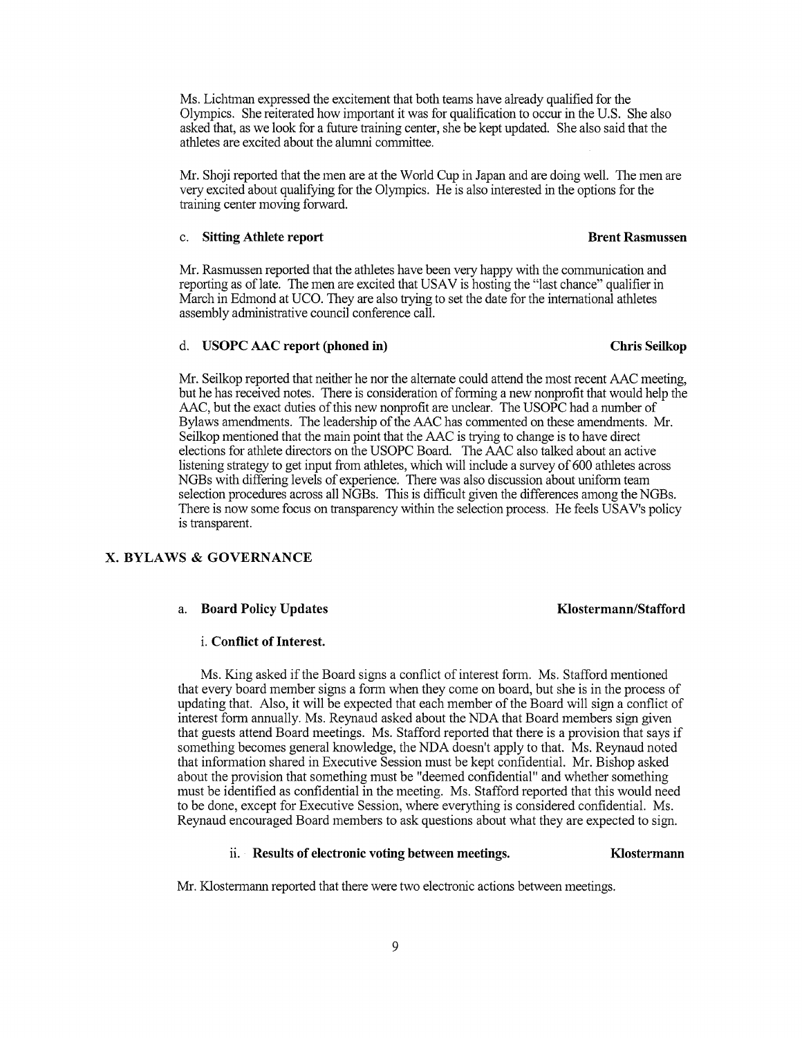Ms. Lichtman expressed the excitement that both teams have already qualified for the Olympics. She reiterated how important it was for qualification to occur in the U.S. She also asked that, as we look for a future training center, she be kept updated. She also said that the athletes are excited about the alumni committee.

Mr. Shoji reported that the men are at the World Cup in Japan and are doing well. The men are very excited about qualifying for the Olympics. He is also interested in the options for the training center moving forward.

### c. Sitting Athlete report — Brent Rasmussen

Mr. Rasmussen reported that the athletes have been very happy with the communication and reporting as of late. The men are excited that USAV is hosting the "last chance" qualifier in March in Edmond at UCO. They are also trying to set the date for the international athletes assembly administrative council conference call.

### d. USOPC AAC report (phoned in) — Chris Seilkop

Mr. Seilkop reported that neither he nor the alternate could attend the most recent AAC meeting, but he has received notes. There is consideration of forming a new nonprofit that would help the AAC, but the exact duties of this new nonprofit are unclear. The USOPC had a number of Bylaws amendments. The leadership of the AAC has commented on these amendments. Mr. Seilkop mentioned that the main point that the AAC is trying to change is to have direct elections for athlete directors on the USOPC Board. The AAC also talked about an active listening strategy to get input from athletes, which will include a survey of 600 athletes across NGBs with differing levels of experience. There was also discussion about uniform team selection procedures across all NGBs. This is difficult given the differences among the NGBs. There is now some focus on transparency within the selection process. He feels USAV's policy is transparent.

## X. BYLAWS & GOVERNANCE

### a. Board Policy Updates — Klostermann/Stafford

#### i. Conflict of Interest.

Ms. King asked if the Board signs a conflict of interest form. Ms. Stafford mentioned that every board member signs a form when they come on board, but she is in the process of updating that. Also, it will be expected that each member of the Board will sign a conflict of interest form annually. Ms. Reynaud asked about the NDA that Board members sign given that guests attend Board meetings. Ms. Stafford reported that there is a provision that says if something becomes general knowledge, the NDA doesn't apply to that. Ms. Reynaud noted that information shared in Executive Session must be kept confidential. Mr. Bishop asked about the provision that something must be "deemed confidential" and whether something must be identified as confidential in the meeting. Ms. Stafford reported that this would need to be done, except for Executive Session, where everything is considered confidential. Ms. Reynaud encouraged Board members to ask questions about what they are expected to sign.

#### ii. Results of electronic voting between meetings. — Klostermann

Mr. Klostermann reported that there were two electronic actions between meetings.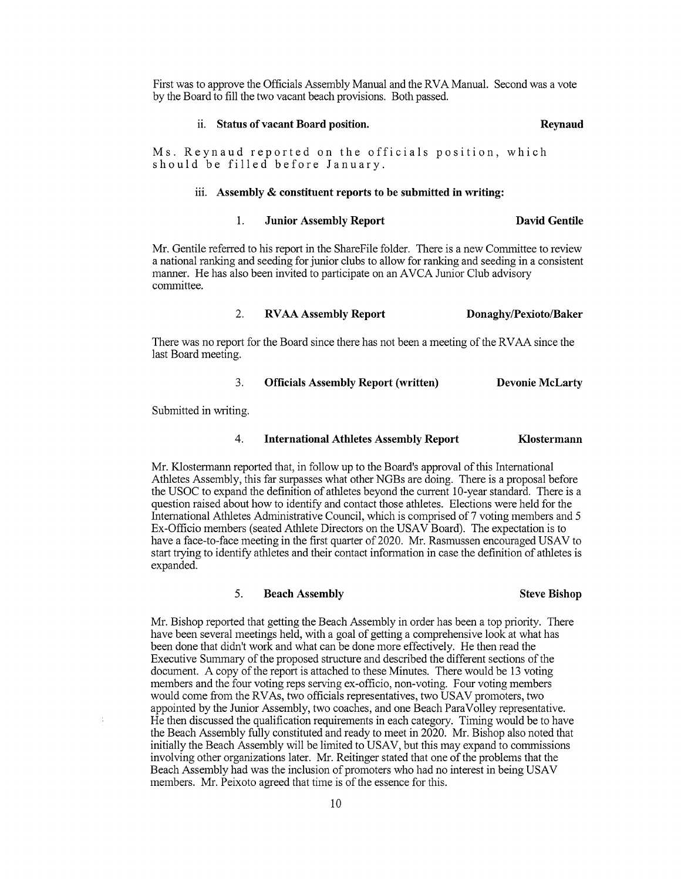First was to approve the Officials Assembly Manual and the RVA Manual. Second was a vote by the Board to fill the two vacant beach provisions. Both passed.

ii. **Status of vacant Board position.** **Reynaud**

Ms. Reynaud reported on the officials position, which should be filled before January.

iii. **Assembly & constituent reports to be submitted in writing:**

1. **Junior Assembly Report** **David Gentile**

Mr. Gentile referred to his report in the ShareFile folder. There is a new Committee to review a national ranking and seeding for junior clubs to allow for ranking and seeding in a consistent manner. He has also been invited to participate on an AVCA Junior Club advisory committee.

2. **RVAA Assembly Report** **Donaghy/Pexioto/Baker**

There was no report for the Board since there has not been a meeting of the RVAA since the last Board meeting.

3. **Officials Assembly Report (written)** **Devonie McLarty**

Submitted in writing.

4. **International Athletes Assembly Report** **Klostermann**

Mr. Klostermann reported that, in follow up to the Board's approval of this International Athletes Assembly, this far surpasses what other NGBs are doing. There is a proposal before the USOC to expand the definition of athletes beyond the current 10-year standard. There is a question raised about how to identify and contact those athletes. Elections were held for the International Athletes Administrative Council, which is comprised of 7 voting members and 5 Ex-Officio members (seated Athlete Directors on the USAV Board). The expectation is to have a face-to-face meeting in the first quarter of 2020. Mr. Rasmussen encouraged USAV to start trying to identify athletes and their contact information in case the definition of athletes is expanded.

5. **Beach Assembly** **Steve Bishop**

Mr. Bishop reported that getting the Beach Assembly in order has been a top priority. There have been several meetings held, with a goal of getting a comprehensive look at what has been done that didn't work and what can be done more effectively. He then read the Executive Summary of the proposed structure and described the different sections of the document. A copy of the report is attached to these Minutes. There would be 13 voting members and the four voting reps serving ex-officio, non-voting. Four voting members would come from the RVAs, two officials representatives, two USAV promoters, two appointed by the Junior Assembly, two coaches, and one Beach ParaVolley representative. He then discussed the qualification requirements in each category. Timing would be to have the Beach Assembly fully constituted and ready to meet in 2020. Mr. Bishop also noted that initially the Beach Assembly will be limited to USAV, but this may expand to commissions involving other organizations later. Mr. Reitinger stated that one of the problems that the Beach Assembly had was the inclusion of promoters who had no interest in being USAV members. Mr. Peixoto agreed that time is of the essence for this.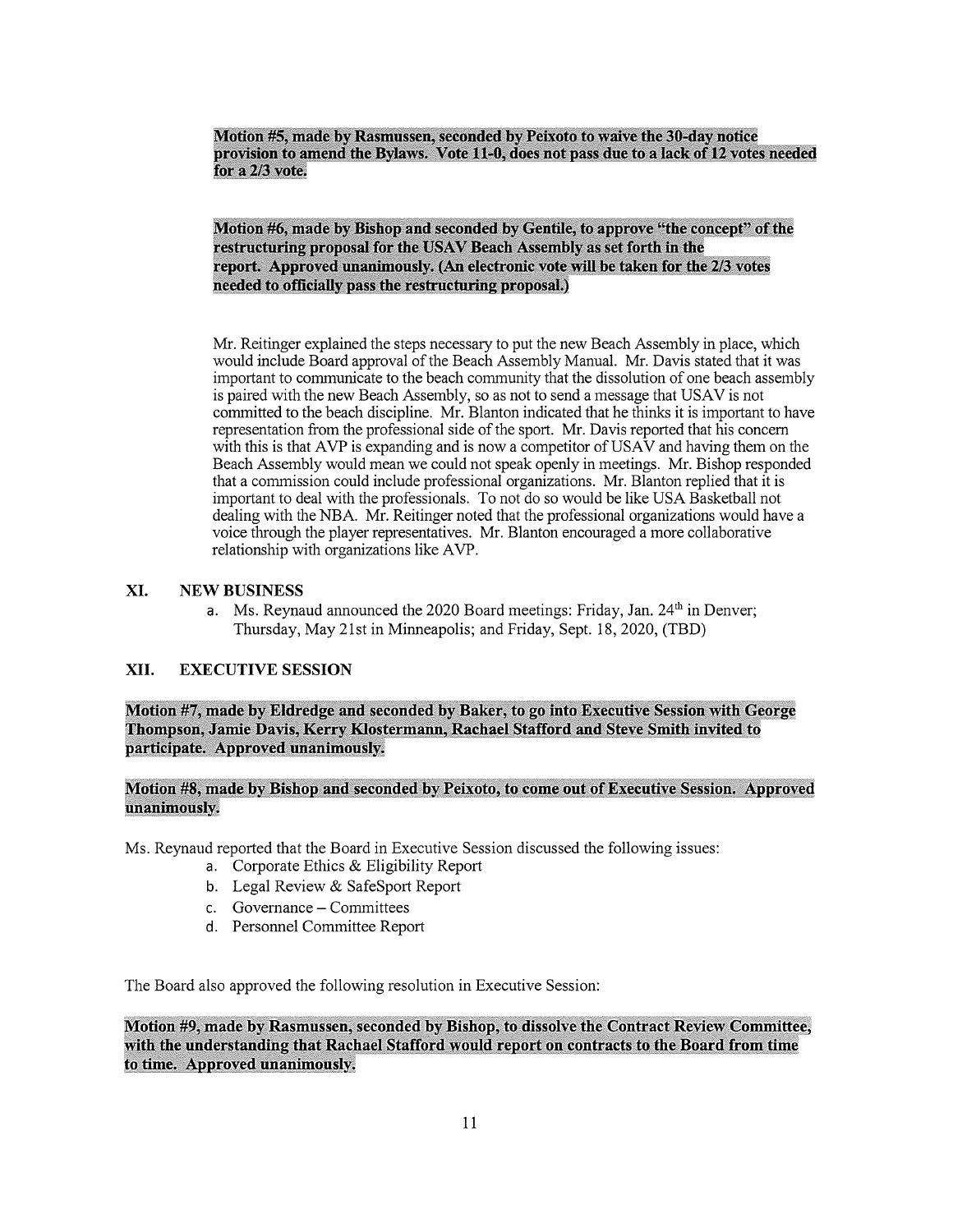**Motion #5, made by Rasmussen, seconded by Peixoto to waive the 30-day notice provision to amend the Bylaws. Vote 11-0, does not pass due to a lack of 12 votes needed for a 2/3 vote.**

**Motion #6, made by Bishop and seconded by Gentile, to approve "the concept" of the restructuring proposal for the USAV Beach Assembly as set forth in the report. Approved unanimously. (An electronic vote will be taken for the 2/3 votes needed to officially pass the restructuring proposal.)**

Mr. Reitinger explained the steps necessary to put the new Beach Assembly in place, which would include Board approval of the Beach Assembly Manual. Mr. Davis stated that it was important to communicate to the beach community that the dissolution of one beach assembly is paired with the new Beach Assembly, so as not to send a message that USAV is not committed to the beach discipline. Mr. Blanton indicated that he thinks it is important to have representation from the professional side of the sport. Mr. Davis reported that his concern with this is that AVP is expanding and is now a competitor of USAV and having them on the Beach Assembly would mean we could not speak openly in meetings. Mr. Bishop responded that a commission could include professional organizations. Mr. Blanton replied that it is important to deal with the professionals. To not do so would be like USA Basketball not dealing with the NBA. Mr. Reitinger noted that the professional organizations would have a voice through the player representatives. Mr. Blanton encouraged a more collaborative relationship with organizations like AVP.

## XI. NEW BUSINESS

a. Ms. Reynaud announced the 2020 Board meetings: Friday, Jan. 24th in Denver; Thursday, May 21st in Minneapolis; and Friday, Sept. 18, 2020, (TBD)

## XII. EXECUTIVE SESSION

**Motion #7, made by Eldredge and seconded by Baker, to go into Executive Session with George Thompson, Jamie Davis, Kerry Klostermann, Rachael Stafford and Steve Smith invited to participate. Approved unanimously.**

**Motion #8, made by Bishop and seconded by Peixoto, to come out of Executive Session. Approved unanimously.**

Ms. Reynaud reported that the Board in Executive Session discussed the following issues:

a. Corporate Ethics & Eligibility Report
b. Legal Review & SafeSport Report
c. Governance – Committees
d. Personnel Committee Report

The Board also approved the following resolution in Executive Session:

**Motion #9, made by Rasmussen, seconded by Bishop, to dissolve the Contract Review Committee, with the understanding that Rachael Stafford would report on contracts to the Board from time to time. Approved unanimously.**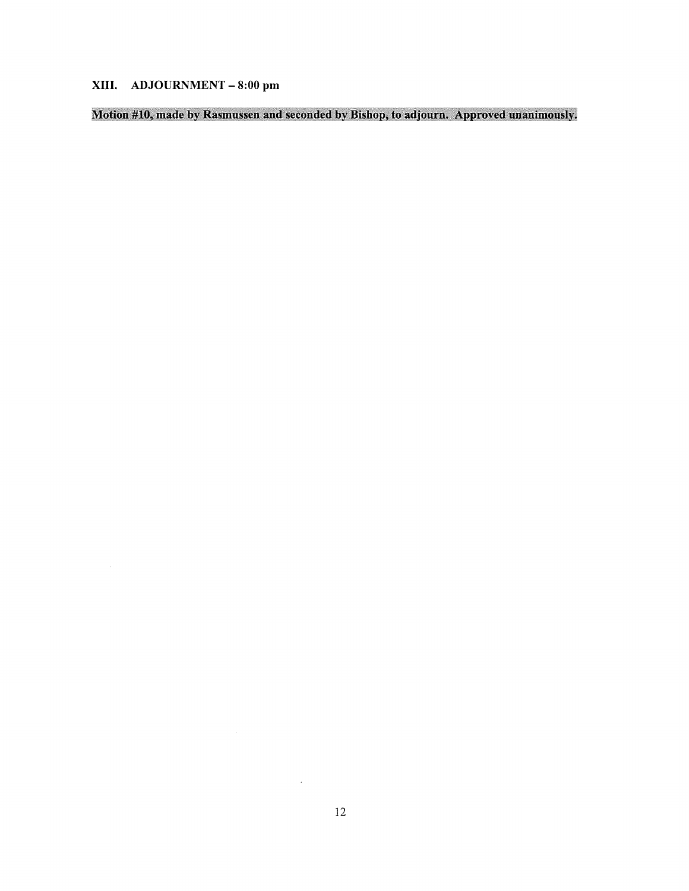## XIII. ADJOURNMENT – 8:00 pm

**Motion #10, made by Rasmussen and seconded by Bishop, to adjourn. Approved unanimously.**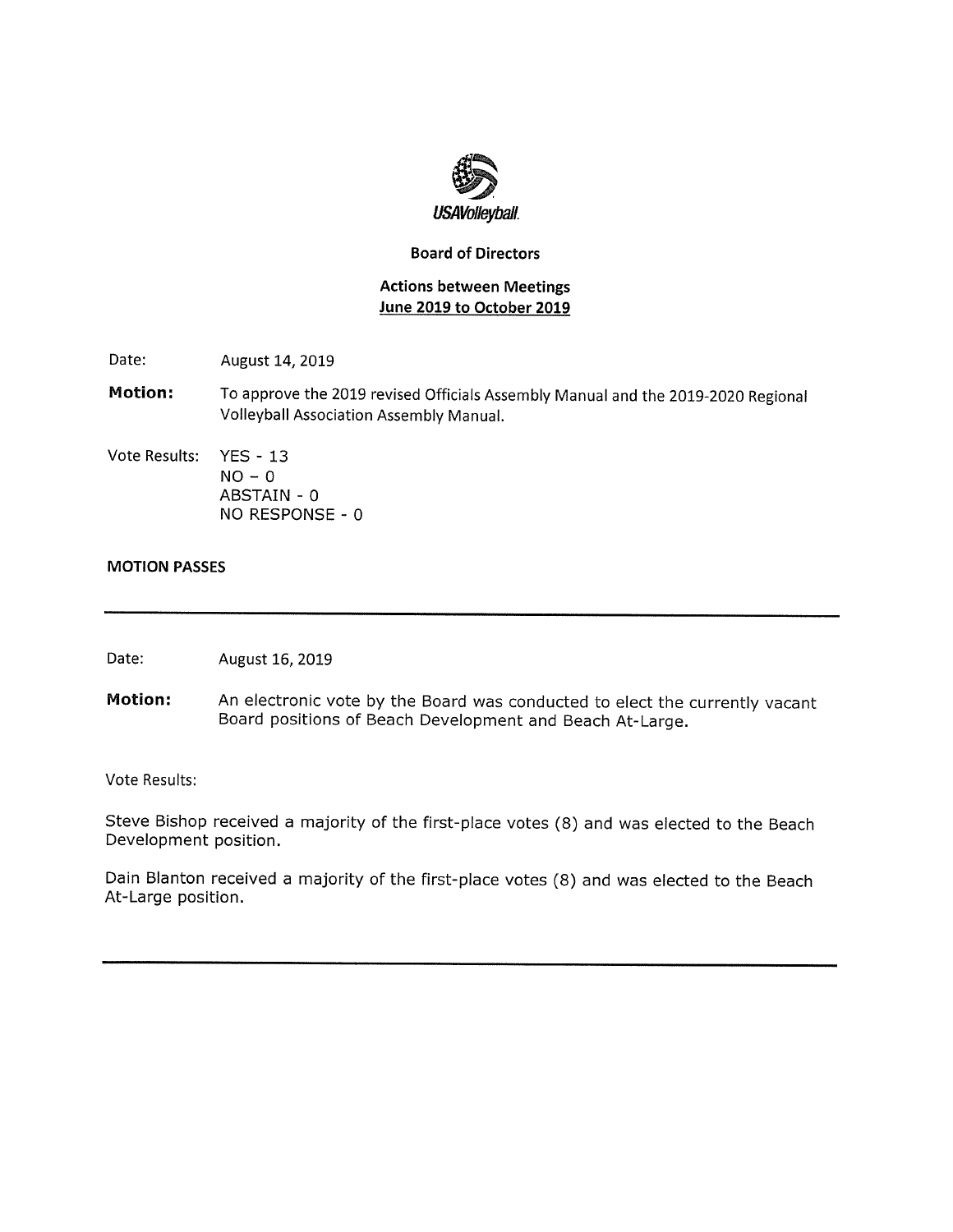USAVolleyball

**Board of Directors**

**Actions between Meetings**
**June 2019 to October 2019**

Date: August 14, 2019

**Motion:** To approve the 2019 revised Officials Assembly Manual and the 2019-2020 Regional Volleyball Association Assembly Manual.

Vote Results: YES - 13
NO – 0
ABSTAIN - 0
NO RESPONSE - 0

**MOTION PASSES**

---

Date: August 16, 2019

**Motion:** An electronic vote by the Board was conducted to elect the currently vacant Board positions of Beach Development and Beach At-Large.

Vote Results:

Steve Bishop received a majority of the first-place votes (8) and was elected to the Beach Development position.

Dain Blanton received a majority of the first-place votes (8) and was elected to the Beach At-Large position.

---